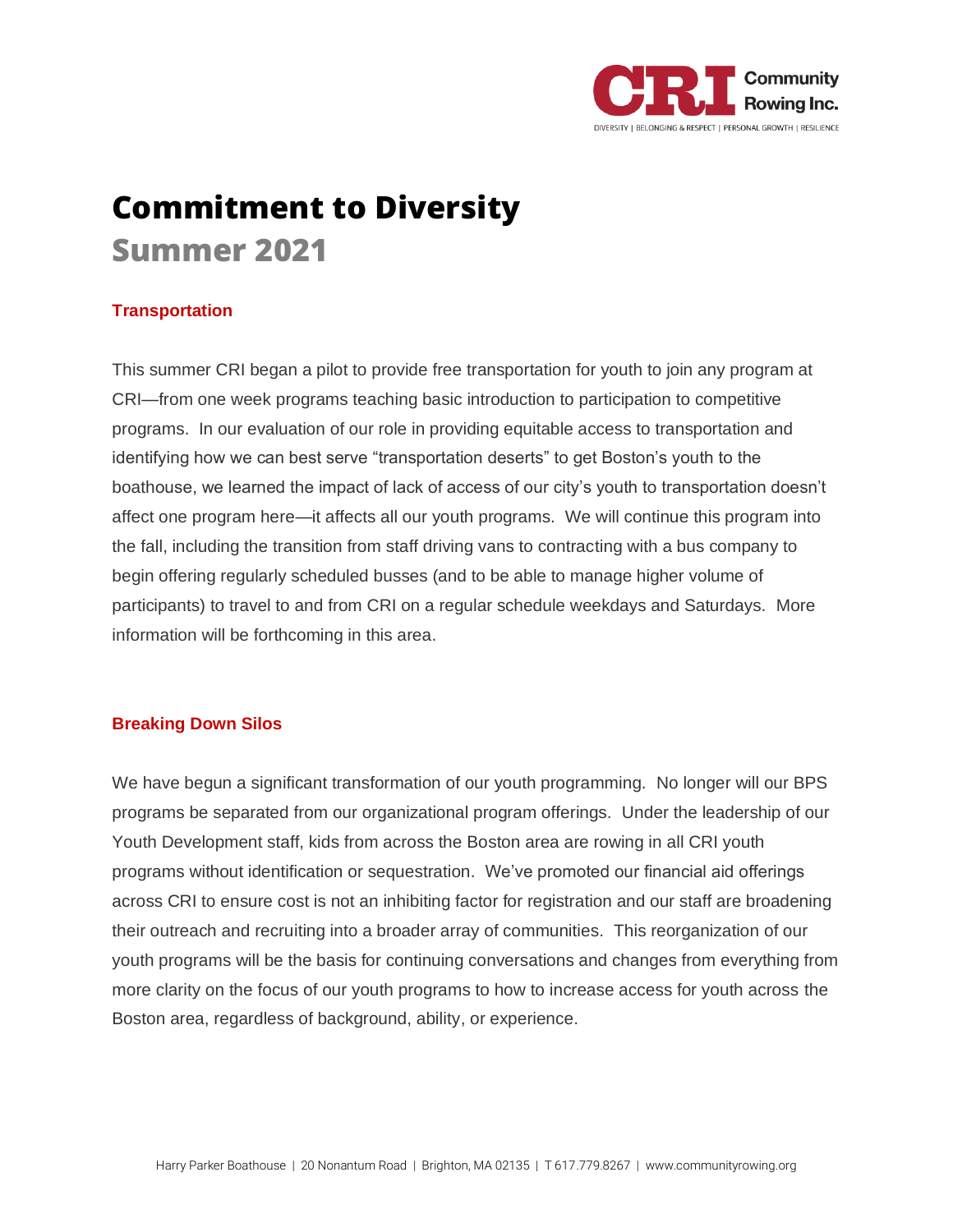# Commitment to Diversity

## Summer 2021

### Transportation

This summer CRI began a pilot to provide free transportation for youth to join any program at CRI—from one week programs teaching basic introduction to participation to competitive programs. In our evaluation of our role in providing equitable access to transportation and identifying how we can best serve "transportation deserts" to get Boston's youth to the boathouse, we learned the impact of lack of access of our city's youth to transportation doesn't affect one program here—it affects all our youth programs. We will continue this program into the fall, including the transition from staff driving vans to contracting with a bus company to begin offering regularly scheduled busses (and to be able to manage higher volume of participants) to travel to and from CRI on a regular schedule weekdays and Saturdays. More information will be forthcoming in this area.

### Breaking Down Silos

We have begun a significant transformation of our youth programming. No longer will our BPS programs be separated from our organizational program offerings. Under the leadership of our Youth Development staff, kids from across the Boston area are rowing in all CRI youth programs without identification or sequestration. We've promoted our financial aid offerings across CRI to ensure cost is not an inhibiting factor for registration and our staff are broadening their outreach and recruiting into a broader array of communities. This reorganization of our youth programs will be the basis for continuing conversations and changes from everything from more clarity on the focus of our youth programs to how to increase access for youth across the Boston area, regardless of background, ability, or experience.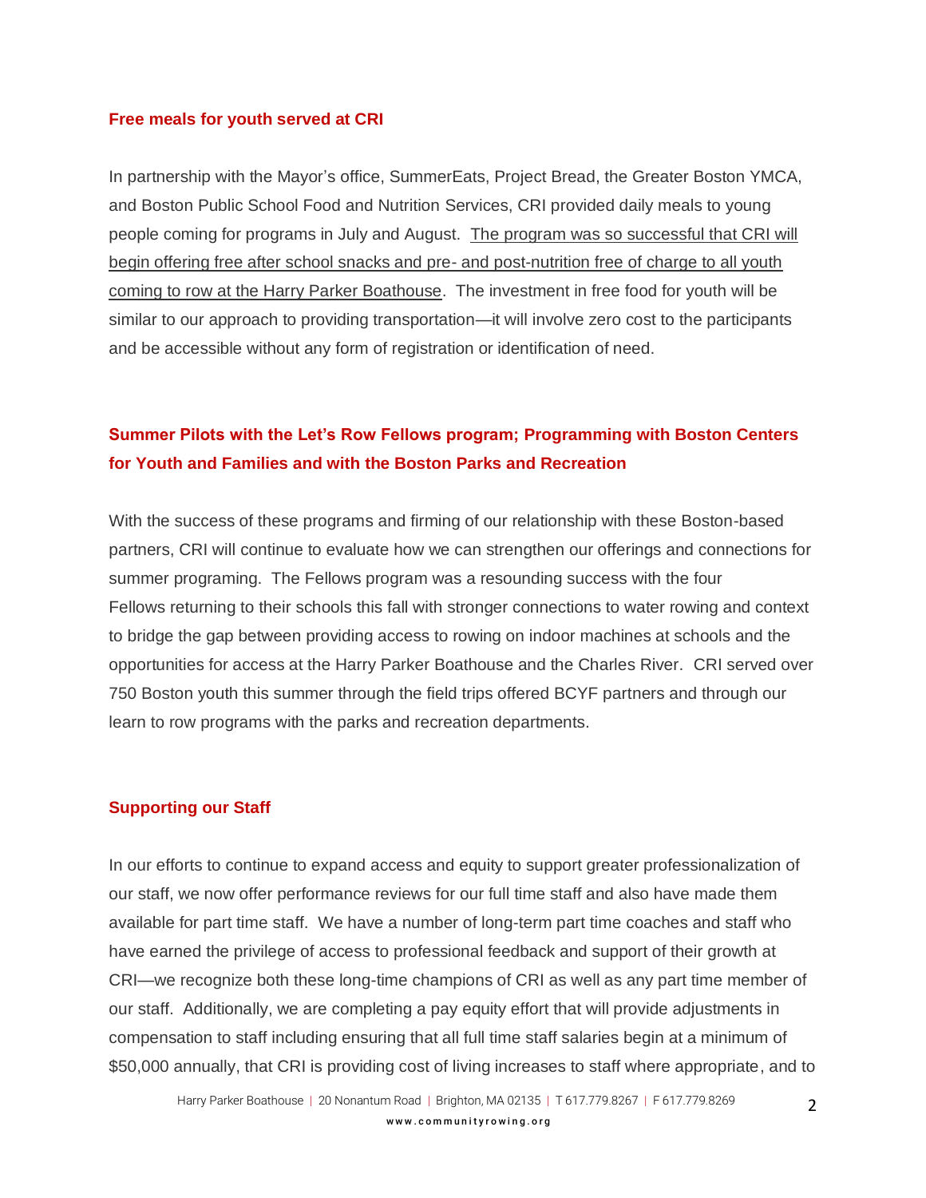**Free meals for youth served at CRI**

In partnership with the Mayor's office, SummerEats, Project Bread, the Greater Boston YMCA, and Boston Public School Food and Nutrition Services, CRI provided daily meals to young people coming for programs in July and August. <u>The program was so successful that CRI will begin offering free after school snacks and pre- and post-nutrition free of charge to all youth coming to row at the Harry Parker Boathouse</u>. The investment in free food for youth will be similar to our approach to providing transportation—it will involve zero cost to the participants and be accessible without any form of registration or identification of need.

**Summer Pilots with the Let's Row Fellows program; Programming with Boston Centers for Youth and Families and with the Boston Parks and Recreation**

With the success of these programs and firming of our relationship with these Boston-based partners, CRI will continue to evaluate how we can strengthen our offerings and connections for summer programing. The Fellows program was a resounding success with the four Fellows returning to their schools this fall with stronger connections to water rowing and context to bridge the gap between providing access to rowing on indoor machines at schools and the opportunities for access at the Harry Parker Boathouse and the Charles River. CRI served over 750 Boston youth this summer through the field trips offered BCYF partners and through our learn to row programs with the parks and recreation departments.

**Supporting our Staff**

In our efforts to continue to expand access and equity to support greater professionalization of our staff, we now offer performance reviews for our full time staff and also have made them available for part time staff. We have a number of long-term part time coaches and staff who have earned the privilege of access to professional feedback and support of their growth at CRI—we recognize both these long-time champions of CRI as well as any part time member of our staff. Additionally, we are completing a pay equity effort that will provide adjustments in compensation to staff including ensuring that all full time staff salaries begin at a minimum of $50,000 annually, that CRI is providing cost of living increases to staff where appropriate, and to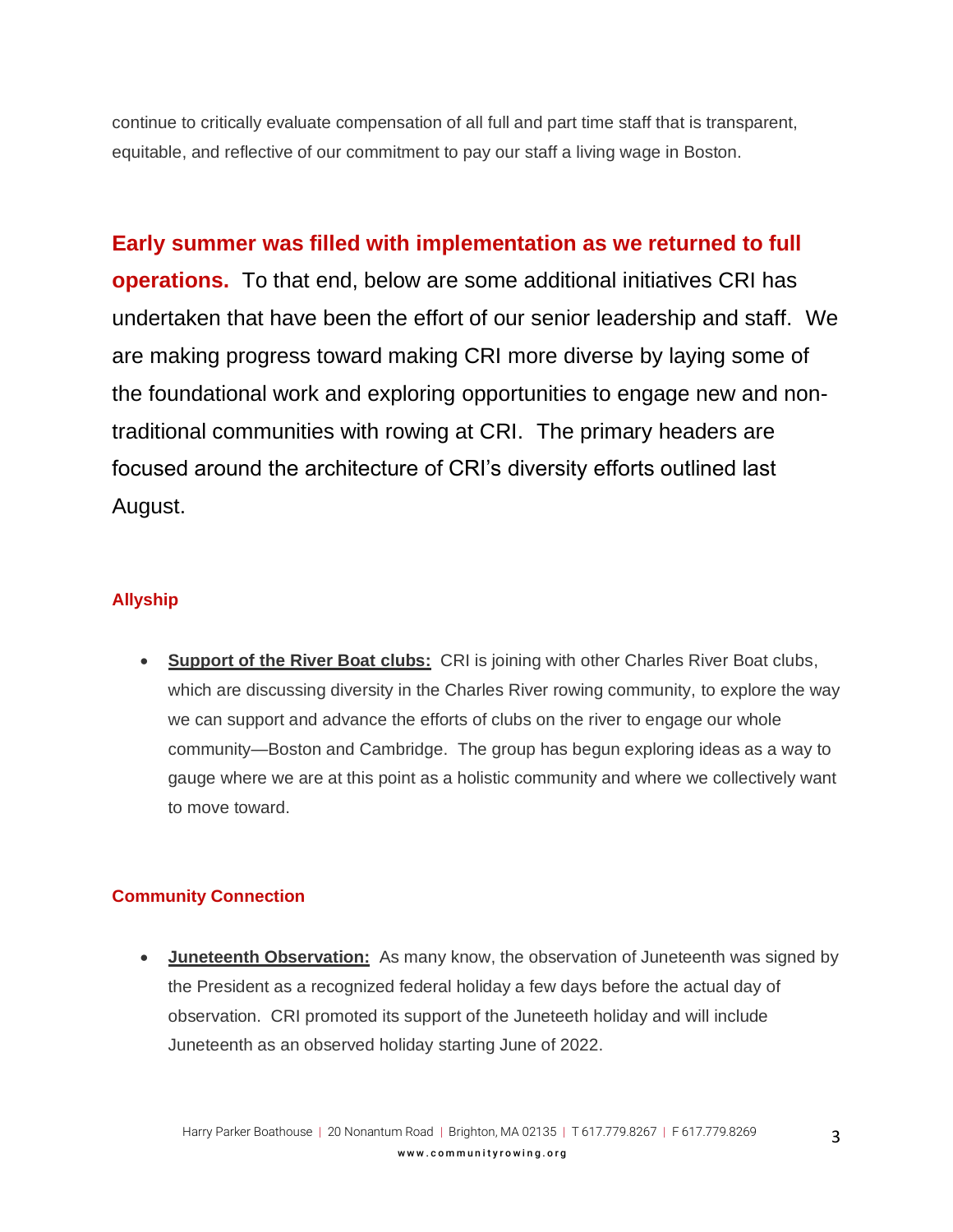continue to critically evaluate compensation of all full and part time staff that is transparent, equitable, and reflective of our commitment to pay our staff a living wage in Boston.

**Early summer was filled with implementation as we returned to full operations.** To that end, below are some additional initiatives CRI has undertaken that have been the effort of our senior leadership and staff. We are making progress toward making CRI more diverse by laying some of the foundational work and exploring opportunities to engage new and non-traditional communities with rowing at CRI. The primary headers are focused around the architecture of CRI's diversity efforts outlined last August.

### Allyship

- **Support of the River Boat clubs:** CRI is joining with other Charles River Boat clubs, which are discussing diversity in the Charles River rowing community, to explore the way we can support and advance the efforts of clubs on the river to engage our whole community—Boston and Cambridge. The group has begun exploring ideas as a way to gauge where we are at this point as a holistic community and where we collectively want to move toward.

### Community Connection

- **Juneteenth Observation:** As many know, the observation of Juneteenth was signed by the President as a recognized federal holiday a few days before the actual day of observation. CRI promoted its support of the Juneteeth holiday and will include Juneteenth as an observed holiday starting June of 2022.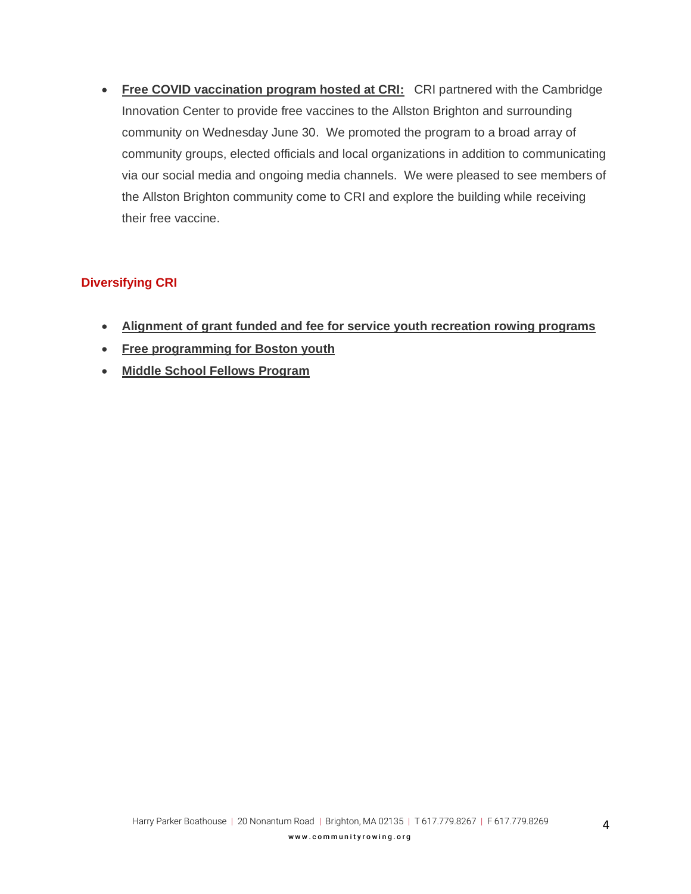- **Free COVID vaccination program hosted at CRI:** CRI partnered with the Cambridge Innovation Center to provide free vaccines to the Allston Brighton and surrounding community on Wednesday June 30. We promoted the program to a broad array of community groups, elected officials and local organizations in addition to communicating via our social media and ongoing media channels. We were pleased to see members of the Allston Brighton community come to CRI and explore the building while receiving their free vaccine.

## Diversifying CRI

- **Alignment of grant funded and fee for service youth recreation rowing programs**
- **Free programming for Boston youth**
- **Middle School Fellows Program**